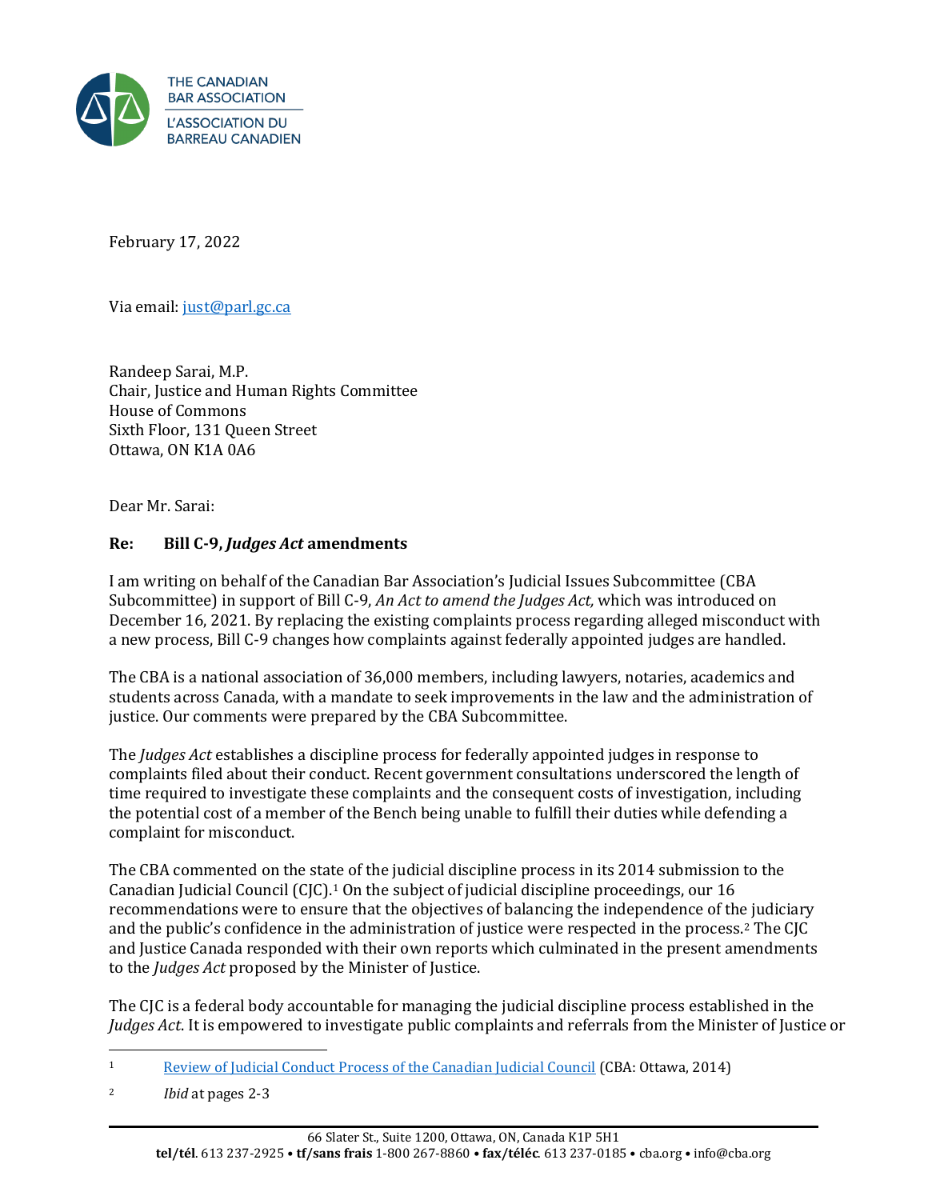THE CANADIAN BAR ASSOCIATION
L'ASSOCIATION DU BARREAU CANADIEN

February 17, 2022

Via email: just@parl.gc.ca

Randeep Sarai, M.P.
Chair, Justice and Human Rights Committee
House of Commons
Sixth Floor, 131 Queen Street
Ottawa, ON K1A 0A6

Dear Mr. Sarai:

**Re: Bill C-9, *Judges Act* amendments**

I am writing on behalf of the Canadian Bar Association's Judicial Issues Subcommittee (CBA Subcommittee) in support of Bill C-9, *An Act to amend the Judges Act,* which was introduced on December 16, 2021. By replacing the existing complaints process regarding alleged misconduct with a new process, Bill C-9 changes how complaints against federally appointed judges are handled.

The CBA is a national association of 36,000 members, including lawyers, notaries, academics and students across Canada, with a mandate to seek improvements in the law and the administration of justice. Our comments were prepared by the CBA Subcommittee.

The *Judges Act* establishes a discipline process for federally appointed judges in response to complaints filed about their conduct. Recent government consultations underscored the length of time required to investigate these complaints and the consequent costs of investigation, including the potential cost of a member of the Bench being unable to fulfill their duties while defending a complaint for misconduct.

The CBA commented on the state of the judicial discipline process in its 2014 submission to the Canadian Judicial Council (CJC).[1] On the subject of judicial discipline proceedings, our 16 recommendations were to ensure that the objectives of balancing the independence of the judiciary and the public's confidence in the administration of justice were respected in the process.[2] The CJC and Justice Canada responded with their own reports which culminated in the present amendments to the *Judges Act* proposed by the Minister of Justice.

The CJC is a federal body accountable for managing the judicial discipline process established in the *Judges Act.* It is empowered to investigate public complaints and referrals from the Minister of Justice or

---

[1] Review of Judicial Conduct Process of the Canadian Judicial Council (CBA: Ottawa, 2014)

[2] *Ibid* at pages 2-3

66 Slater St., Suite 1200, Ottawa, ON, Canada K1P 5H1
**tel/tél**. 613 237-2925 • **tf/sans frais** 1-800 267-8860 • **fax/téléc**. 613 237-0185 • cba.org • info@cba.org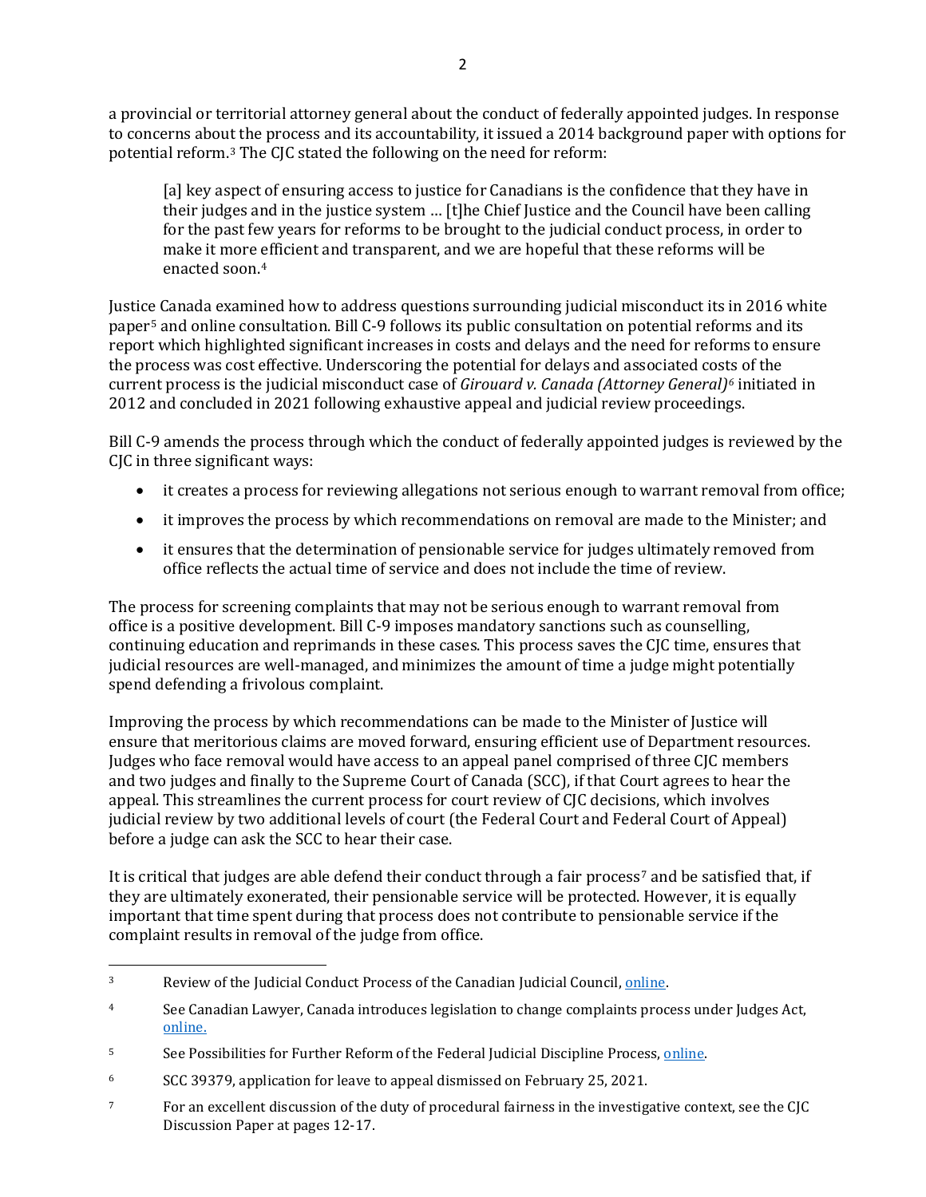a provincial or territorial attorney general about the conduct of federally appointed judges. In response to concerns about the process and its accountability, it issued a 2014 background paper with options for potential reform.[3] The CJC stated the following on the need for reform:

> [a] key aspect of ensuring access to justice for Canadians is the confidence that they have in their judges and in the justice system … [t]he Chief Justice and the Council have been calling for the past few years for reforms to be brought to the judicial conduct process, in order to make it more efficient and transparent, and we are hopeful that these reforms will be enacted soon.[4]

Justice Canada examined how to address questions surrounding judicial misconduct its in 2016 white paper[5] and online consultation. Bill C-9 follows its public consultation on potential reforms and its report which highlighted significant increases in costs and delays and the need for reforms to ensure the process was cost effective. Underscoring the potential for delays and associated costs of the current process is the judicial misconduct case of *Girouard v. Canada (Attorney General)*[6] initiated in 2012 and concluded in 2021 following exhaustive appeal and judicial review proceedings.

Bill C-9 amends the process through which the conduct of federally appointed judges is reviewed by the CJC in three significant ways:

- it creates a process for reviewing allegations not serious enough to warrant removal from office;
- it improves the process by which recommendations on removal are made to the Minister; and
- it ensures that the determination of pensionable service for judges ultimately removed from office reflects the actual time of service and does not include the time of review.

The process for screening complaints that may not be serious enough to warrant removal from office is a positive development. Bill C-9 imposes mandatory sanctions such as counselling, continuing education and reprimands in these cases. This process saves the CJC time, ensures that judicial resources are well-managed, and minimizes the amount of time a judge might potentially spend defending a frivolous complaint.

Improving the process by which recommendations can be made to the Minister of Justice will ensure that meritorious claims are moved forward, ensuring efficient use of Department resources. Judges who face removal would have access to an appeal panel comprised of three CJC members and two judges and finally to the Supreme Court of Canada (SCC), if that Court agrees to hear the appeal. This streamlines the current process for court review of CJC decisions, which involves judicial review by two additional levels of court (the Federal Court and Federal Court of Appeal) before a judge can ask the SCC to hear their case.

It is critical that judges are able defend their conduct through a fair process[7] and be satisfied that, if they are ultimately exonerated, their pensionable service will be protected. However, it is equally important that time spent during that process does not contribute to pensionable service if the complaint results in removal of the judge from office.

---

[3] Review of the Judicial Conduct Process of the Canadian Judicial Council, online.

[4] See Canadian Lawyer, Canada introduces legislation to change complaints process under Judges Act, online.

[5] See Possibilities for Further Reform of the Federal Judicial Discipline Process, online.

[6] SCC 39379, application for leave to appeal dismissed on February 25, 2021.

[7] For an excellent discussion of the duty of procedural fairness in the investigative context, see the CJC Discussion Paper at pages 12-17.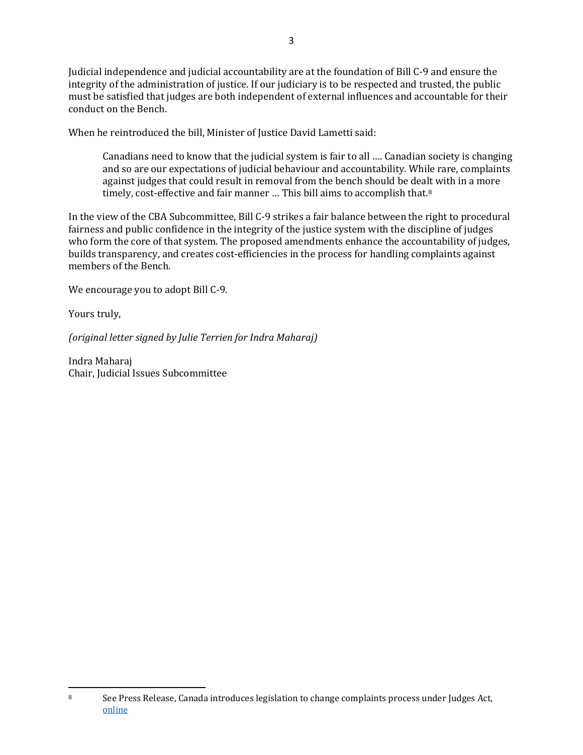Judicial independence and judicial accountability are at the foundation of Bill C-9 and ensure the integrity of the administration of justice. If our judiciary is to be respected and trusted, the public must be satisfied that judges are both independent of external influences and accountable for their conduct on the Bench.

When he reintroduced the bill, Minister of Justice David Lametti said:

> Canadians need to know that the judicial system is fair to all …. Canadian society is changing and so are our expectations of judicial behaviour and accountability. While rare, complaints against judges that could result in removal from the bench should be dealt with in a more timely, cost-effective and fair manner … This bill aims to accomplish that.[8]

In the view of the CBA Subcommittee, Bill C-9 strikes a fair balance between the right to procedural fairness and public confidence in the integrity of the justice system with the discipline of judges who form the core of that system. The proposed amendments enhance the accountability of judges, builds transparency, and creates cost-efficiencies in the process for handling complaints against members of the Bench.

We encourage you to adopt Bill C-9.

Yours truly,

*(original letter signed by Julie Terrien for Indra Maharaj)*

Indra Maharaj
Chair, Judicial Issues Subcommittee

---

[8] See Press Release, Canada introduces legislation to change complaints process under Judges Act, online